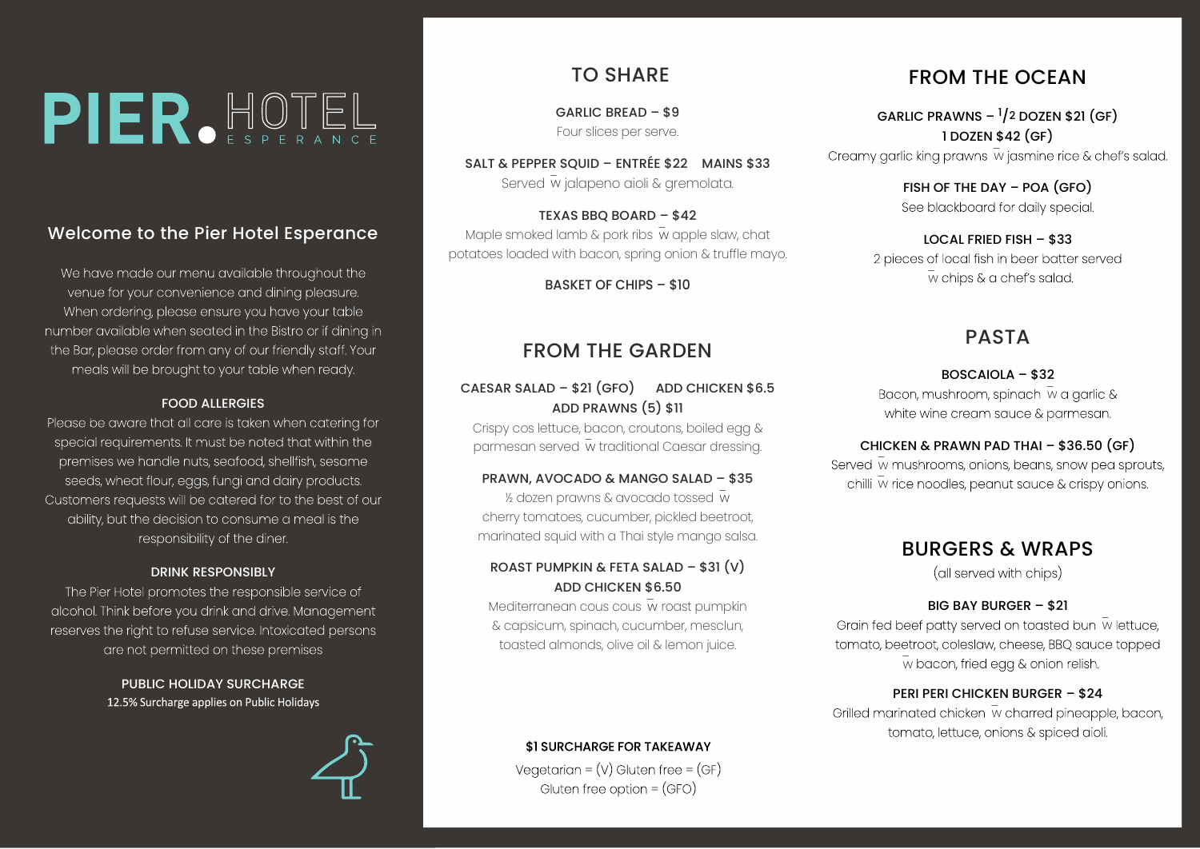# PIER. HOTEL
ESPERANCE

## Welcome to the Pier Hotel Esperance

We have made our menu available throughout the venue for your convenience and dining pleasure. When ordering, please ensure you have your table number available when seated in the Bistro or if dining in the Bar, please order from any of our friendly staff. Your meals will be brought to your table when ready.

### FOOD ALLERGIES

Please be aware that all care is taken when catering for special requirements. It must be noted that within the premises we handle nuts, seafood, shellfish, sesame seeds, wheat flour, eggs, fungi and dairy products. Customers requests will be catered for to the best of our ability, but the decision to consume a meal is the responsibility of the diner.

### DRINK RESPONSIBLY

The Pier Hotel promotes the responsible service of alcohol. Think before you drink and drive. Management reserves the right to refuse service. Intoxicated persons are not permitted on these premises

### PUBLIC HOLIDAY SURCHARGE

12.5% Surcharge applies on Public Holidays

## TO SHARE

**GARLIC BREAD – $9**
Four slices per serve.

**SALT & PEPPER SQUID – ENTRÉE $22 MAINS $33**
Served w jalapeno aioli & gremolata.

**TEXAS BBQ BOARD – $42**
Maple smoked lamb & pork ribs w apple slaw, chat potatoes loaded with bacon, spring onion & truffle mayo.

**BASKET OF CHIPS – $10**

## FROM THE GARDEN

**CAESAR SALAD – $21 (GFO) ADD CHICKEN $6.5 ADD PRAWNS (5) $11**
Crispy cos lettuce, bacon, croutons, boiled egg & parmesan served w traditional Caesar dressing.

**PRAWN, AVOCADO & MANGO SALAD – $35**
½ dozen prawns & avocado tossed w cherry tomatoes, cucumber, pickled beetroot, marinated squid with a Thai style mango salsa.

**ROAST PUMPKIN & FETA SALAD – $31 (V) ADD CHICKEN $6.50**
Mediterranean cous cous w roast pumpkin & capsicum, spinach, cucumber, mesclun, toasted almonds, olive oil & lemon juice.

**$1 SURCHARGE FOR TAKEAWAY**

Vegetarian = (V) Gluten free = (GF)
Gluten free option = (GFO)

## FROM THE OCEAN

**GARLIC PRAWNS – 1/2 DOZEN $21 (GF) 1 DOZEN $42 (GF)**
Creamy garlic king prawns w jasmine rice & chef's salad.

**FISH OF THE DAY – POA (GFO)**
See blackboard for daily special.

**LOCAL FRIED FISH – $33**
2 pieces of local fish in beer batter served w chips & a chef's salad.

## PASTA

**BOSCAIOLA – $32**
Bacon, mushroom, spinach w a garlic & white wine cream sauce & parmesan.

**CHICKEN & PRAWN PAD THAI – $36.50 (GF)**
Served w mushrooms, onions, beans, snow pea sprouts, chilli w rice noodles, peanut sauce & crispy onions.

## BURGERS & WRAPS

(all served with chips)

**BIG BAY BURGER – $21**
Grain fed beef patty served on toasted bun w lettuce, tomato, beetroot, coleslaw, cheese, BBQ sauce topped w bacon, fried egg & onion relish.

**PERI PERI CHICKEN BURGER – $24**
Grilled marinated chicken w charred pineapple, bacon, tomato, lettuce, onions & spiced aioli.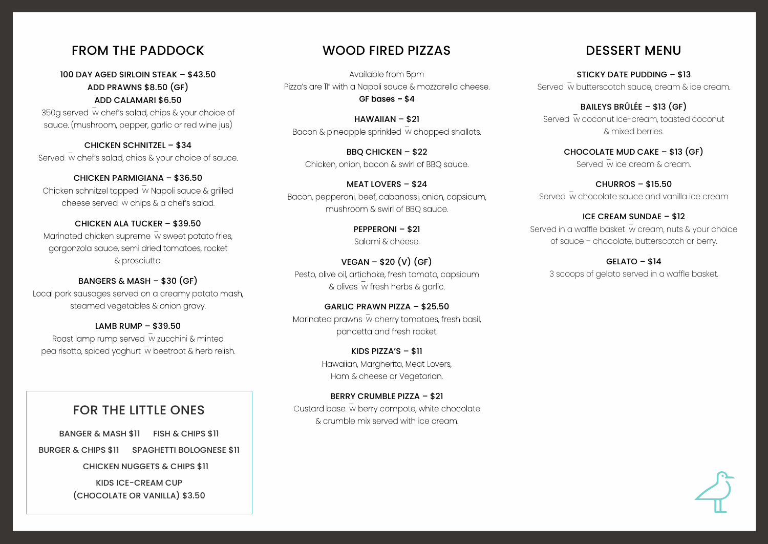## FROM THE PADDOCK

**100 DAY AGED SIRLOIN STEAK – $43.50**
**ADD PRAWNS $8.50 (GF)**
**ADD CALAMARI $6.50**
350g served w̄ chef's salad, chips & your choice of sauce. (mushroom, pepper, garlic or red wine jus)

**CHICKEN SCHNITZEL – $34**
Served w̄ chef's salad, chips & your choice of sauce.

**CHICKEN PARMIGIANA – $36.50**
Chicken schnitzel topped w̄ Napoli sauce & grilled cheese served w̄ chips & a chef's salad.

**CHICKEN ALA TUCKER – $39.50**
Marinated chicken supreme w̄ sweet potato fries, gorgonzola sauce, semi dried tomatoes, rocket & prosciutto.

**BANGERS & MASH – $30 (GF)**
Local pork sausages served on a creamy potato mash, steamed vegetables & onion gravy.

**LAMB RUMP – $39.50**
Roast lamp rump served w̄ zucchini & minted pea risotto, spiced yoghurt w̄ beetroot & herb relish.

## FOR THE LITTLE ONES

BANGER & MASH $11
FISH & CHIPS $11
BURGER & CHIPS $11
SPAGHETTI BOLOGNESE $11
CHICKEN NUGGETS & CHIPS $11
KIDS ICE-CREAM CUP (CHOCOLATE OR VANILLA) $3.50

## WOOD FIRED PIZZAS

Available from 5pm
Pizza's are 11" with a Napoli sauce & mozzarella cheese.
**GF bases – $4**

**HAWAIIAN – $21**
Bacon & pineapple sprinkled w̄ chopped shallots.

**BBQ CHICKEN – $22**
Chicken, onion, bacon & swirl of BBQ sauce.

**MEAT LOVERS – $24**
Bacon, pepperoni, beef, cabanossi, onion, capsicum, mushroom & swirl of BBQ sauce.

**PEPPERONI – $21**
Salami & cheese.

**VEGAN – $20 (V) (GF)**
Pesto, olive oil, artichoke, fresh tomato, capsicum & olives w̄ fresh herbs & garlic.

**GARLIC PRAWN PIZZA – $25.50**
Marinated prawns w̄ cherry tomatoes, fresh basil, pancetta and fresh rocket.

**KIDS PIZZA'S – $11**
Hawaiian, Margherita, Meat Lovers, Ham & cheese or Vegetarian.

**BERRY CRUMBLE PIZZA – $21**
Custard base w̄ berry compote, white chocolate & crumble mix served with ice cream.

## DESSERT MENU

**STICKY DATE PUDDING – $13**
Served w̄ butterscotch sauce, cream & ice cream.

**BAILEYS BRÛLÉE – $13 (GF)**
Served w̄ coconut ice-cream, toasted coconut & mixed berries.

**CHOCOLATE MUD CAKE – $13 (GF)**
Served w̄ ice cream & cream.

**CHURROS – $15.50**
Served w̄ chocolate sauce and vanilla ice cream

**ICE CREAM SUNDAE – $12**
Served in a waffle basket w̄ cream, nuts & your choice of sauce – chocolate, butterscotch or berry.

**GELATO – $14**
3 scoops of gelato served in a waffle basket.